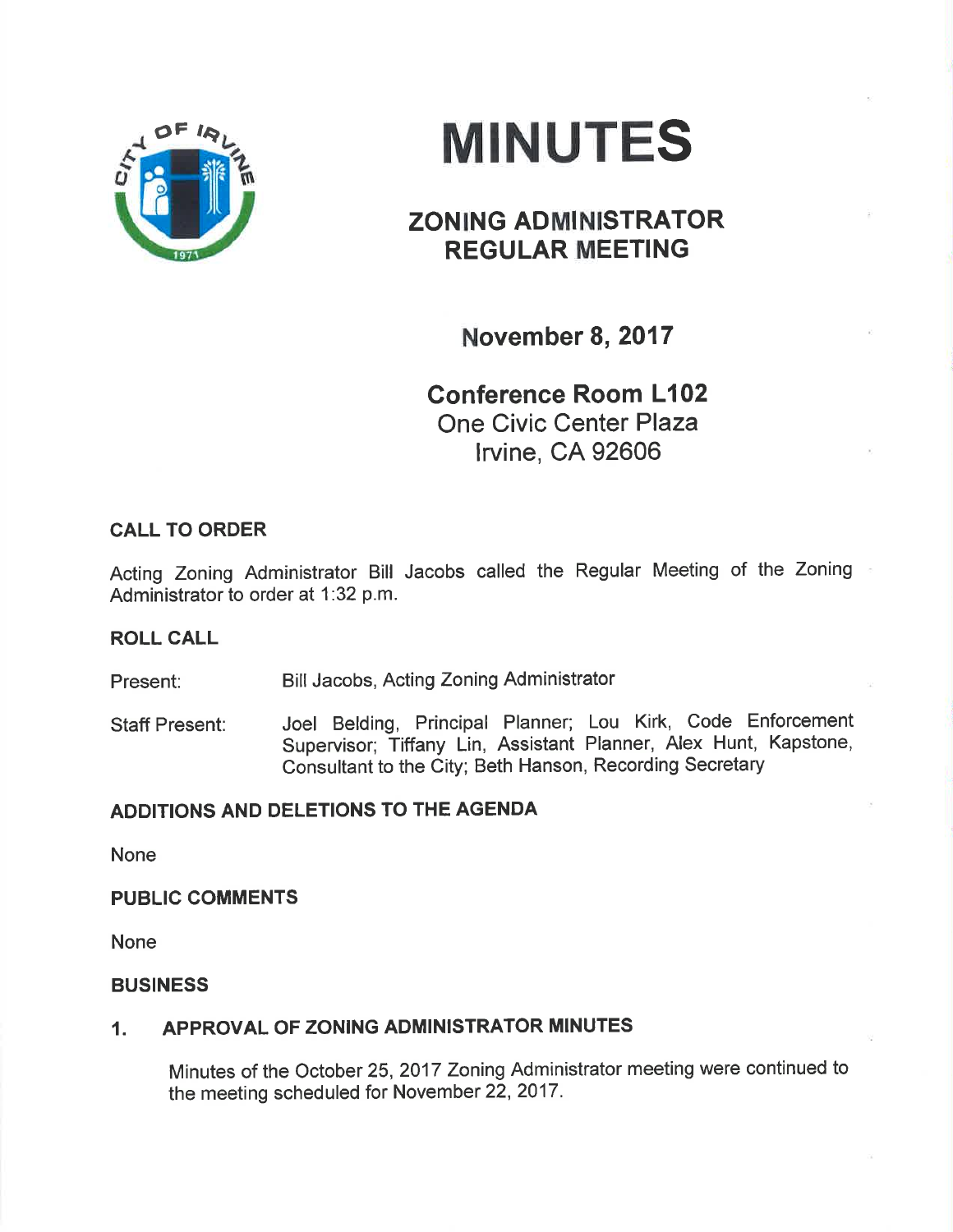# MINUTES

## ZONING ADMINISTRATOR REGULAR MEETING

### November 8, 2017

### Conference Room L102
One Civic Center Plaza
Irvine, CA 92606

**CALL TO ORDER**

Acting Zoning Administrator Bill Jacobs called the Regular Meeting of the Zoning Administrator to order at 1:32 p.m.

**ROLL CALL**

Present: Bill Jacobs, Acting Zoning Administrator

Staff Present: Joel Belding, Principal Planner; Lou Kirk, Code Enforcement Supervisor; Tiffany Lin, Assistant Planner, Alex Hunt, Kapstone, Consultant to the City; Beth Hanson, Recording Secretary

**ADDITIONS AND DELETIONS TO THE AGENDA**

None

**PUBLIC COMMENTS**

None

**BUSINESS**

1. **APPROVAL OF ZONING ADMINISTRATOR MINUTES**

   Minutes of the October 25, 2017 Zoning Administrator meeting were continued to the meeting scheduled for November 22, 2017.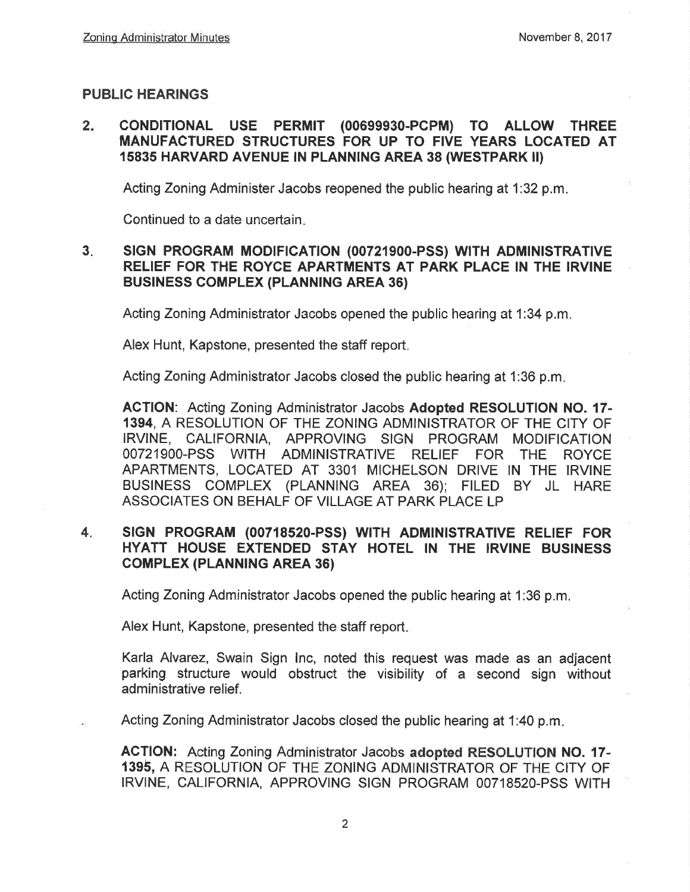## PUBLIC HEARINGS

**2. CONDITIONAL USE PERMIT (00699930-PCPM) TO ALLOW THREE MANUFACTURED STRUCTURES FOR UP TO FIVE YEARS LOCATED AT 15835 HARVARD AVENUE IN PLANNING AREA 38 (WESTPARK II)**

Acting Zoning Administer Jacobs reopened the public hearing at 1:32 p.m.

Continued to a date uncertain.

**3. SIGN PROGRAM MODIFICATION (00721900-PSS) WITH ADMINISTRATIVE RELIEF FOR THE ROYCE APARTMENTS AT PARK PLACE IN THE IRVINE BUSINESS COMPLEX (PLANNING AREA 36)**

Acting Zoning Administrator Jacobs opened the public hearing at 1:34 p.m.

Alex Hunt, Kapstone, presented the staff report.

Acting Zoning Administrator Jacobs closed the public hearing at 1:36 p.m.

**ACTION**: Acting Zoning Administrator Jacobs **Adopted RESOLUTION NO. 17-1394**, A RESOLUTION OF THE ZONING ADMINISTRATOR OF THE CITY OF IRVINE, CALIFORNIA, APPROVING SIGN PROGRAM MODIFICATION 00721900-PSS WITH ADMINISTRATIVE RELIEF FOR THE ROYCE APARTMENTS, LOCATED AT 3301 MICHELSON DRIVE IN THE IRVINE BUSINESS COMPLEX (PLANNING AREA 36); FILED BY JL HARE ASSOCIATES ON BEHALF OF VILLAGE AT PARK PLACE LP

**4. SIGN PROGRAM (00718520-PSS) WITH ADMINISTRATIVE RELIEF FOR HYATT HOUSE EXTENDED STAY HOTEL IN THE IRVINE BUSINESS COMPLEX (PLANNING AREA 36)**

Acting Zoning Administrator Jacobs opened the public hearing at 1:36 p.m.

Alex Hunt, Kapstone, presented the staff report.

Karla Alvarez, Swain Sign Inc, noted this request was made as an adjacent parking structure would obstruct the visibility of a second sign without administrative relief.

Acting Zoning Administrator Jacobs closed the public hearing at 1:40 p.m.

**ACTION:** Acting Zoning Administrator Jacobs **adopted RESOLUTION NO. 17-1395,** A RESOLUTION OF THE ZONING ADMINISTRATOR OF THE CITY OF IRVINE, CALIFORNIA, APPROVING SIGN PROGRAM 00718520-PSS WITH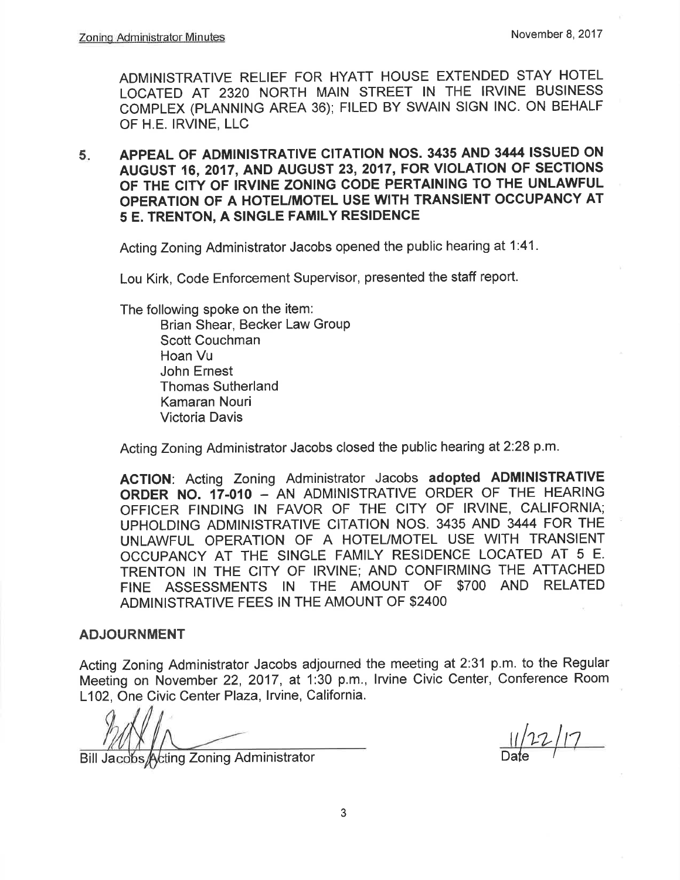ADMINISTRATIVE RELIEF FOR HYATT HOUSE EXTENDED STAY HOTEL LOCATED AT 2320 NORTH MAIN STREET IN THE IRVINE BUSINESS COMPLEX (PLANNING AREA 36); FILED BY SWAIN SIGN INC. ON BEHALF OF H.E. IRVINE, LLC

5. **APPEAL OF ADMINISTRATIVE CITATION NOS. 3435 AND 3444 ISSUED ON AUGUST 16, 2017, AND AUGUST 23, 2017, FOR VIOLATION OF SECTIONS OF THE CITY OF IRVINE ZONING CODE PERTAINING TO THE UNLAWFUL OPERATION OF A HOTEL/MOTEL USE WITH TRANSIENT OCCUPANCY AT 5 E. TRENTON, A SINGLE FAMILY RESIDENCE**

   Acting Zoning Administrator Jacobs opened the public hearing at 1:41.

   Lou Kirk, Code Enforcement Supervisor, presented the staff report.

   The following spoke on the item:
   - Brian Shear, Becker Law Group
   - Scott Couchman
   - Hoan Vu
   - John Ernest
   - Thomas Sutherland
   - Kamaran Nouri
   - Victoria Davis

   Acting Zoning Administrator Jacobs closed the public hearing at 2:28 p.m.

   **ACTION**: Acting Zoning Administrator Jacobs **adopted ADMINISTRATIVE ORDER NO. 17-010** – AN ADMINISTRATIVE ORDER OF THE HEARING OFFICER FINDING IN FAVOR OF THE CITY OF IRVINE, CALIFORNIA; UPHOLDING ADMINISTRATIVE CITATION NOS. 3435 AND 3444 FOR THE UNLAWFUL OPERATION OF A HOTEL/MOTEL USE WITH TRANSIENT OCCUPANCY AT THE SINGLE FAMILY RESIDENCE LOCATED AT 5 E. TRENTON IN THE CITY OF IRVINE; AND CONFIRMING THE ATTACHED FINE ASSESSMENTS IN THE AMOUNT OF $700 AND RELATED ADMINISTRATIVE FEES IN THE AMOUNT OF $2400

## ADJOURNMENT

Acting Zoning Administrator Jacobs adjourned the meeting at 2:31 p.m. to the Regular Meeting on November 22, 2017, at 1:30 p.m., Irvine Civic Center, Conference Room L102, One Civic Center Plaza, Irvine, California.

Bill Jacobs, Acting Zoning Administrator

11/22/17
Date